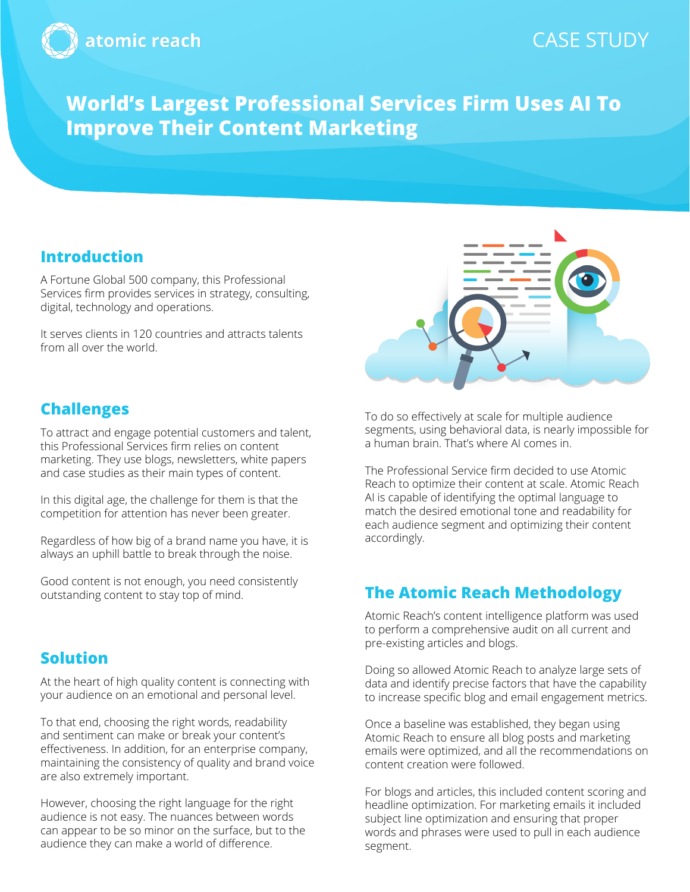atomic reach

CASE STUDY

# World's Largest Professional Services Firm Uses AI To Improve Their Content Marketing

## Introduction

A Fortune Global 500 company, this Professional Services firm provides services in strategy, consulting, digital, technology and operations.

It serves clients in 120 countries and attracts talents from all over the world.

## Challenges

To attract and engage potential customers and talent, this Professional Services firm relies on content marketing. They use blogs, newsletters, white papers and case studies as their main types of content.

In this digital age, the challenge for them is that the competition for attention has never been greater.

Regardless of how big of a brand name you have, it is always an uphill battle to break through the noise.

Good content is not enough, you need consistently outstanding content to stay top of mind.

## Solution

At the heart of high quality content is connecting with your audience on an emotional and personal level.

To that end, choosing the right words, readability and sentiment can make or break your content's effectiveness. In addition, for an enterprise company, maintaining the consistency of quality and brand voice are also extremely important.

However, choosing the right language for the right audience is not easy. The nuances between words can appear to be so minor on the surface, but to the audience they can make a world of difference.

To do so effectively at scale for multiple audience segments, using behavioral data, is nearly impossible for a human brain. That's where AI comes in.

The Professional Service firm decided to use Atomic Reach to optimize their content at scale. Atomic Reach AI is capable of identifying the optimal language to match the desired emotional tone and readability for each audience segment and optimizing their content accordingly.

## The Atomic Reach Methodology

Atomic Reach's content intelligence platform was used to perform a comprehensive audit on all current and pre-existing articles and blogs.

Doing so allowed Atomic Reach to analyze large sets of data and identify precise factors that have the capability to increase specific blog and email engagement metrics.

Once a baseline was established, they began using Atomic Reach to ensure all blog posts and marketing emails were optimized, and all the recommendations on content creation were followed.

For blogs and articles, this included content scoring and headline optimization. For marketing emails it included subject line optimization and ensuring that proper words and phrases were used to pull in each audience segment.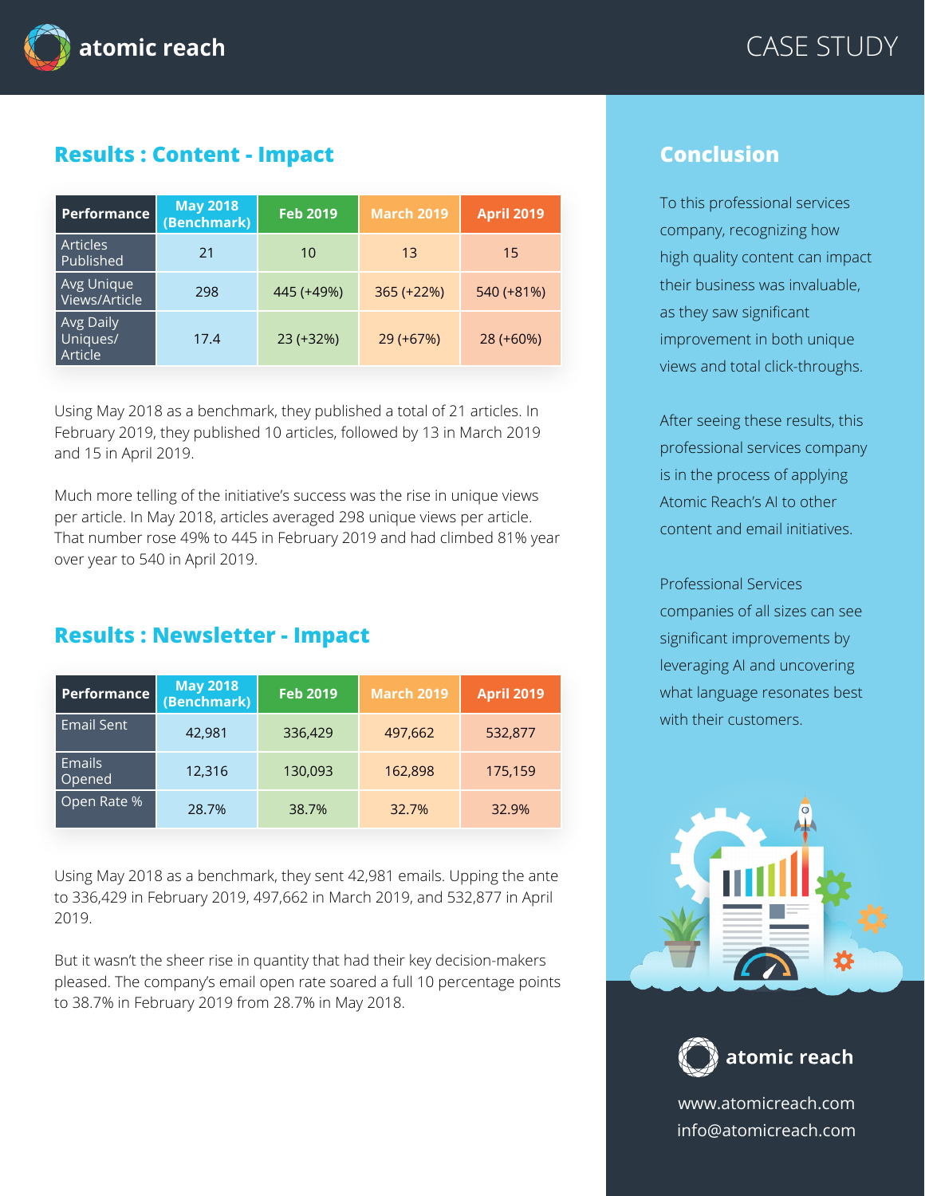## Results : Content - Impact

| Performance | May 2018 (Benchmark) | Feb 2019 | March 2019 | April 2019 |
|---|---|---|---|---|
| Articles Published | 21 | 10 | 13 | 15 |
| Avg Unique Views/Article | 298 | 445 (+49%) | 365 (+22%) | 540 (+81%) |
| Avg Daily Uniques/ Article | 17.4 | 23 (+32%) | 29 (+67%) | 28 (+60%) |

Using May 2018 as a benchmark, they published a total of 21 articles. In February 2019, they published 10 articles, followed by 13 in March 2019 and 15 in April 2019.

Much more telling of the initiative's success was the rise in unique views per article. In May 2018, articles averaged 298 unique views per article. That number rose 49% to 445 in February 2019 and had climbed 81% year over year to 540 in April 2019.

## Results : Newsletter - Impact

| Performance | May 2018 (Benchmark) | Feb 2019 | March 2019 | April 2019 |
|---|---|---|---|---|
| Email Sent | 42,981 | 336,429 | 497,662 | 532,877 |
| Emails Opened | 12,316 | 130,093 | 162,898 | 175,159 |
| Open Rate % | 28.7% | 38.7% | 32.7% | 32.9% |

Using May 2018 as a benchmark, they sent 42,981 emails. Upping the ante to 336,429 in February 2019, 497,662 in March 2019, and 532,877 in April 2019.

But it wasn't the sheer rise in quantity that had their key decision-makers pleased. The company's email open rate soared a full 10 percentage points to 38.7% in February 2019 from 28.7% in May 2018.

## Conclusion

To this professional services company, recognizing how high quality content can impact their business was invaluable, as they saw significant improvement in both unique views and total click-throughs.

After seeing these results, this professional services company is in the process of applying Atomic Reach's AI to other content and email initiatives.

Professional Services companies of all sizes can see significant improvements by leveraging AI and uncovering what language resonates best with their customers.

atomic reach

www.atomicreach.com
info@atomicreach.com